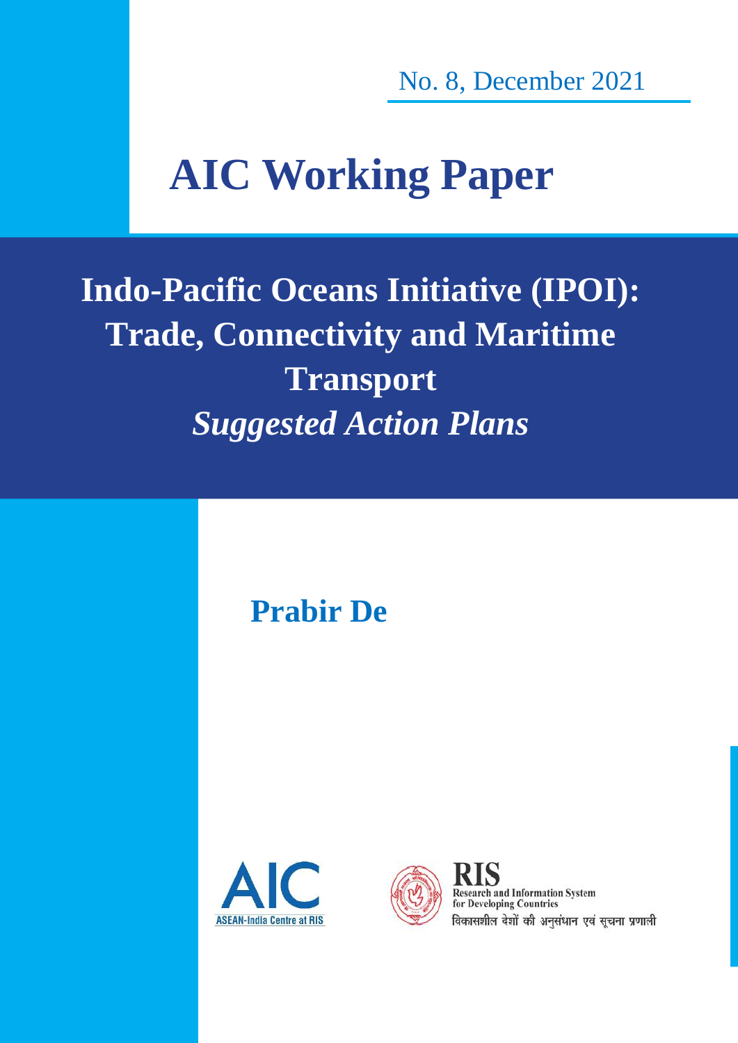No. 8, December 2021

# AIC Working Paper

## Indo-Pacific Oceans Initiative (IPOI): Trade, Connectivity and Maritime Transport

## *Suggested Action Plans*

**Prabir De**

AIC
ASEAN-India Centre at RIS

RIS
Research and Information System for Developing Countries
विकासशील देशों की अनुसंधान एवं सूचना प्रणाली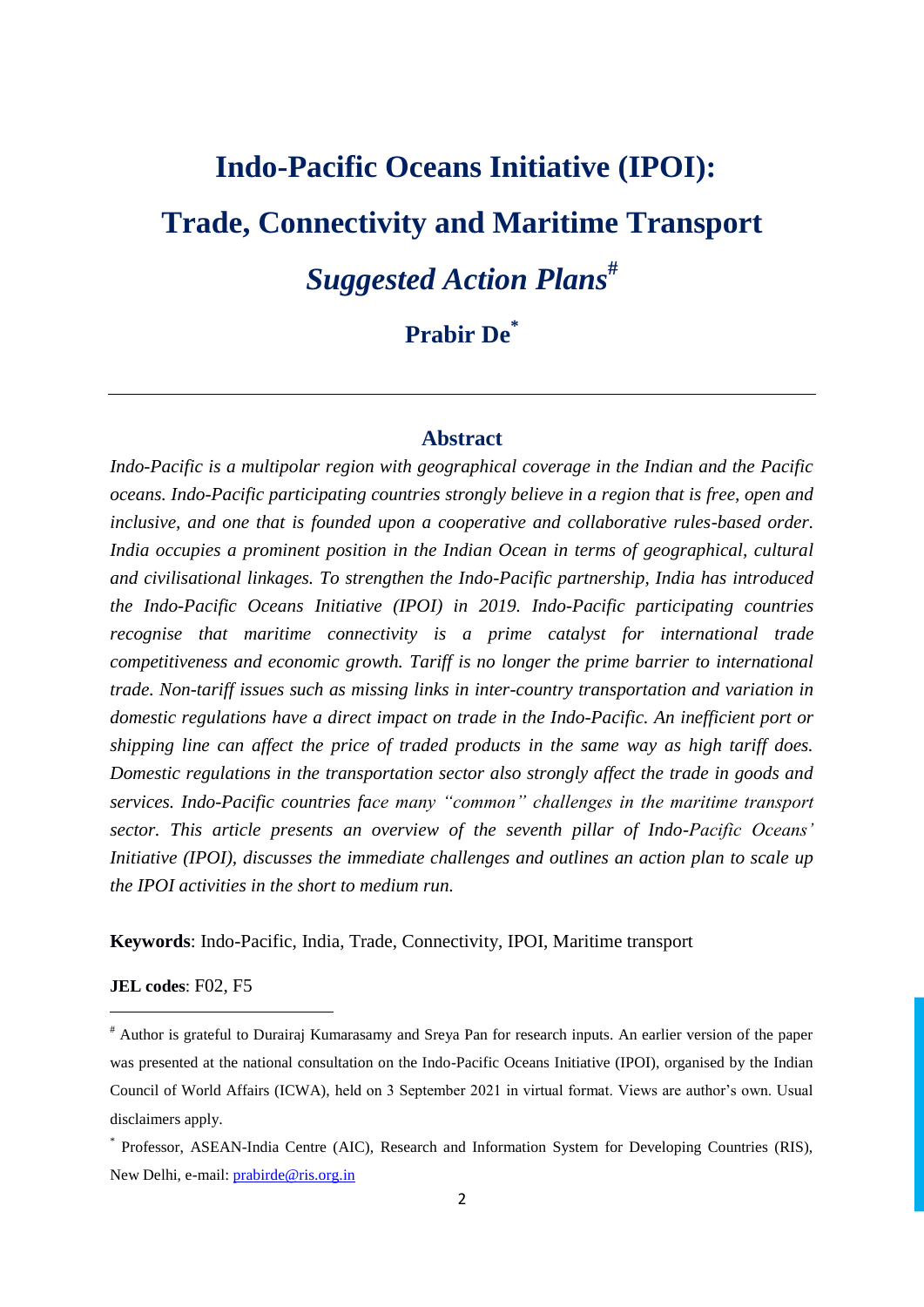# Indo-Pacific Oceans Initiative (IPOI): Trade, Connectivity and Maritime Transport

## *Suggested Action Plans*[#]

**Prabir De**[*]

---

## Abstract

*Indo-Pacific is a multipolar region with geographical coverage in the Indian and the Pacific oceans. Indo-Pacific participating countries strongly believe in a region that is free, open and inclusive, and one that is founded upon a cooperative and collaborative rules-based order. India occupies a prominent position in the Indian Ocean in terms of geographical, cultural and civilisational linkages. To strengthen the Indo-Pacific partnership, India has introduced the Indo-Pacific Oceans Initiative (IPOI) in 2019. Indo-Pacific participating countries recognise that maritime connectivity is a prime catalyst for international trade competitiveness and economic growth. Tariff is no longer the prime barrier to international trade. Non-tariff issues such as missing links in inter-country transportation and variation in domestic regulations have a direct impact on trade in the Indo-Pacific. An inefficient port or shipping line can affect the price of traded products in the same way as high tariff does. Domestic regulations in the transportation sector also strongly affect the trade in goods and services. Indo-Pacific countries face many "common" challenges in the maritime transport sector. This article presents an overview of the seventh pillar of Indo-Pacific Oceans' Initiative (IPOI), discusses the immediate challenges and outlines an action plan to scale up the IPOI activities in the short to medium run.*

**Keywords**: Indo-Pacific, India, Trade, Connectivity, IPOI, Maritime transport

**JEL codes**: F02, F5

---

[#] Author is grateful to Durairaj Kumarasamy and Sreya Pan for research inputs. An earlier version of the paper was presented at the national consultation on the Indo-Pacific Oceans Initiative (IPOI), organised by the Indian Council of World Affairs (ICWA), held on 3 September 2021 in virtual format. Views are author's own. Usual disclaimers apply.

[*] Professor, ASEAN-India Centre (AIC), Research and Information System for Developing Countries (RIS), New Delhi, e-mail: prabirde@ris.org.in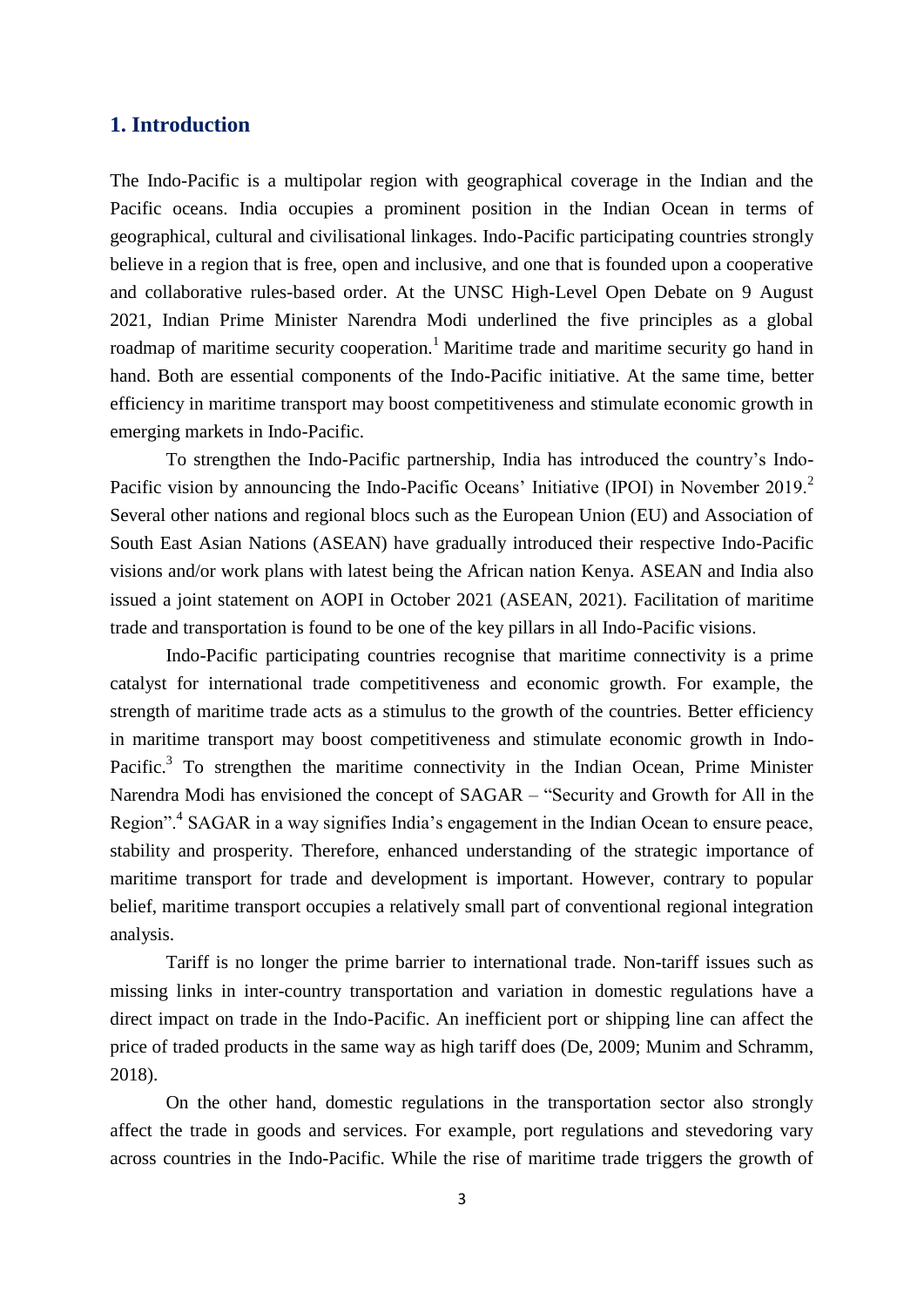## 1. Introduction

The Indo-Pacific is a multipolar region with geographical coverage in the Indian and the Pacific oceans. India occupies a prominent position in the Indian Ocean in terms of geographical, cultural and civilisational linkages. Indo-Pacific participating countries strongly believe in a region that is free, open and inclusive, and one that is founded upon a cooperative and collaborative rules-based order. At the UNSC High-Level Open Debate on 9 August 2021, Indian Prime Minister Narendra Modi underlined the five principles as a global roadmap of maritime security cooperation.[1] Maritime trade and maritime security go hand in hand. Both are essential components of the Indo-Pacific initiative. At the same time, better efficiency in maritime transport may boost competitiveness and stimulate economic growth in emerging markets in Indo-Pacific.

To strengthen the Indo-Pacific partnership, India has introduced the country's Indo-Pacific vision by announcing the Indo-Pacific Oceans' Initiative (IPOI) in November 2019.[2] Several other nations and regional blocs such as the European Union (EU) and Association of South East Asian Nations (ASEAN) have gradually introduced their respective Indo-Pacific visions and/or work plans with latest being the African nation Kenya. ASEAN and India also issued a joint statement on AOPI in October 2021 (ASEAN, 2021). Facilitation of maritime trade and transportation is found to be one of the key pillars in all Indo-Pacific visions.

Indo-Pacific participating countries recognise that maritime connectivity is a prime catalyst for international trade competitiveness and economic growth. For example, the strength of maritime trade acts as a stimulus to the growth of the countries. Better efficiency in maritime transport may boost competitiveness and stimulate economic growth in Indo-Pacific.[3] To strengthen the maritime connectivity in the Indian Ocean, Prime Minister Narendra Modi has envisioned the concept of SAGAR – "Security and Growth for All in the Region".[4] SAGAR in a way signifies India's engagement in the Indian Ocean to ensure peace, stability and prosperity. Therefore, enhanced understanding of the strategic importance of maritime transport for trade and development is important. However, contrary to popular belief, maritime transport occupies a relatively small part of conventional regional integration analysis.

Tariff is no longer the prime barrier to international trade. Non-tariff issues such as missing links in inter-country transportation and variation in domestic regulations have a direct impact on trade in the Indo-Pacific. An inefficient port or shipping line can affect the price of traded products in the same way as high tariff does (De, 2009; Munim and Schramm, 2018).

On the other hand, domestic regulations in the transportation sector also strongly affect the trade in goods and services. For example, port regulations and stevedoring vary across countries in the Indo-Pacific. While the rise of maritime trade triggers the growth of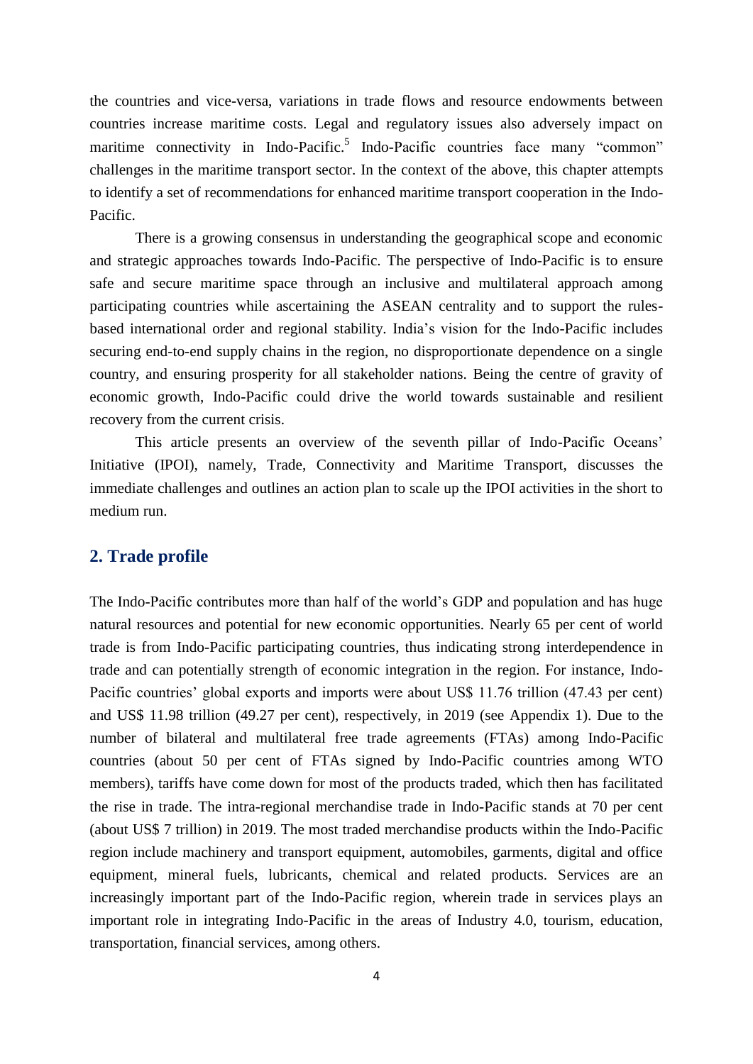the countries and vice-versa, variations in trade flows and resource endowments between countries increase maritime costs. Legal and regulatory issues also adversely impact on maritime connectivity in Indo-Pacific.[5] Indo-Pacific countries face many "common" challenges in the maritime transport sector. In the context of the above, this chapter attempts to identify a set of recommendations for enhanced maritime transport cooperation in the Indo-Pacific.

There is a growing consensus in understanding the geographical scope and economic and strategic approaches towards Indo-Pacific. The perspective of Indo-Pacific is to ensure safe and secure maritime space through an inclusive and multilateral approach among participating countries while ascertaining the ASEAN centrality and to support the rules-based international order and regional stability. India's vision for the Indo-Pacific includes securing end-to-end supply chains in the region, no disproportionate dependence on a single country, and ensuring prosperity for all stakeholder nations. Being the centre of gravity of economic growth, Indo-Pacific could drive the world towards sustainable and resilient recovery from the current crisis.

This article presents an overview of the seventh pillar of Indo-Pacific Oceans' Initiative (IPOI), namely, Trade, Connectivity and Maritime Transport, discusses the immediate challenges and outlines an action plan to scale up the IPOI activities in the short to medium run.

## 2. Trade profile

The Indo-Pacific contributes more than half of the world's GDP and population and has huge natural resources and potential for new economic opportunities. Nearly 65 per cent of world trade is from Indo-Pacific participating countries, thus indicating strong interdependence in trade and can potentially strength of economic integration in the region. For instance, Indo-Pacific countries' global exports and imports were about US$ 11.76 trillion (47.43 per cent) and US$ 11.98 trillion (49.27 per cent), respectively, in 2019 (see Appendix 1). Due to the number of bilateral and multilateral free trade agreements (FTAs) among Indo-Pacific countries (about 50 per cent of FTAs signed by Indo-Pacific countries among WTO members), tariffs have come down for most of the products traded, which then has facilitated the rise in trade. The intra-regional merchandise trade in Indo-Pacific stands at 70 per cent (about US$ 7 trillion) in 2019. The most traded merchandise products within the Indo-Pacific region include machinery and transport equipment, automobiles, garments, digital and office equipment, mineral fuels, lubricants, chemical and related products. Services are an increasingly important part of the Indo-Pacific region, wherein trade in services plays an important role in integrating Indo-Pacific in the areas of Industry 4.0, tourism, education, transportation, financial services, among others.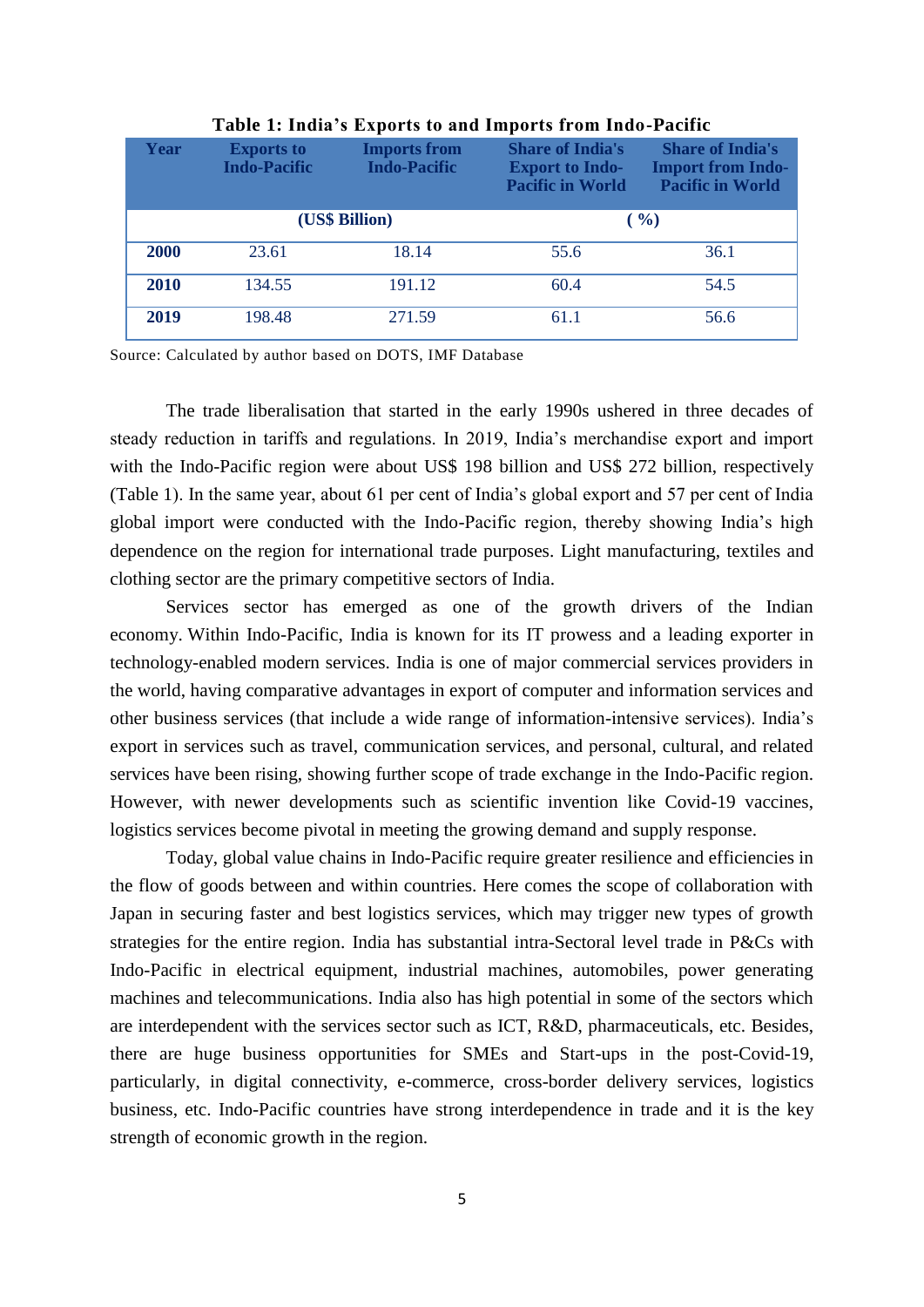**Table 1: India's Exports to and Imports from Indo-Pacific**

| Year | Exports to Indo-Pacific | Imports from Indo-Pacific | Share of India's Export to Indo-Pacific in World | Share of India's Import from Indo-Pacific in World |
|---|---|---|---|---|
| | (US$ Billion) | | ( %) | |
| **2000** | 23.61 | 18.14 | 55.6 | 36.1 |
| **2010** | 134.55 | 191.12 | 60.4 | 54.5 |
| **2019** | 198.48 | 271.59 | 61.1 | 56.6 |

Source: Calculated by author based on DOTS, IMF Database

The trade liberalisation that started in the early 1990s ushered in three decades of steady reduction in tariffs and regulations. In 2019, India's merchandise export and import with the Indo-Pacific region were about US$ 198 billion and US$ 272 billion, respectively (Table 1). In the same year, about 61 per cent of India's global export and 57 per cent of India global import were conducted with the Indo-Pacific region, thereby showing India's high dependence on the region for international trade purposes. Light manufacturing, textiles and clothing sector are the primary competitive sectors of India.

Services sector has emerged as one of the growth drivers of the Indian economy. Within Indo-Pacific, India is known for its IT prowess and a leading exporter in technology-enabled modern services. India is one of major commercial services providers in the world, having comparative advantages in export of computer and information services and other business services (that include a wide range of information-intensive services). India's export in services such as travel, communication services, and personal, cultural, and related services have been rising, showing further scope of trade exchange in the Indo-Pacific region. However, with newer developments such as scientific invention like Covid-19 vaccines, logistics services become pivotal in meeting the growing demand and supply response.

Today, global value chains in Indo-Pacific require greater resilience and efficiencies in the flow of goods between and within countries. Here comes the scope of collaboration with Japan in securing faster and best logistics services, which may trigger new types of growth strategies for the entire region. India has substantial intra-Sectoral level trade in P&Cs with Indo-Pacific in electrical equipment, industrial machines, automobiles, power generating machines and telecommunications. India also has high potential in some of the sectors which are interdependent with the services sector such as ICT, R&D, pharmaceuticals, etc. Besides, there are huge business opportunities for SMEs and Start-ups in the post-Covid-19, particularly, in digital connectivity, e-commerce, cross-border delivery services, logistics business, etc. Indo-Pacific countries have strong interdependence in trade and it is the key strength of economic growth in the region.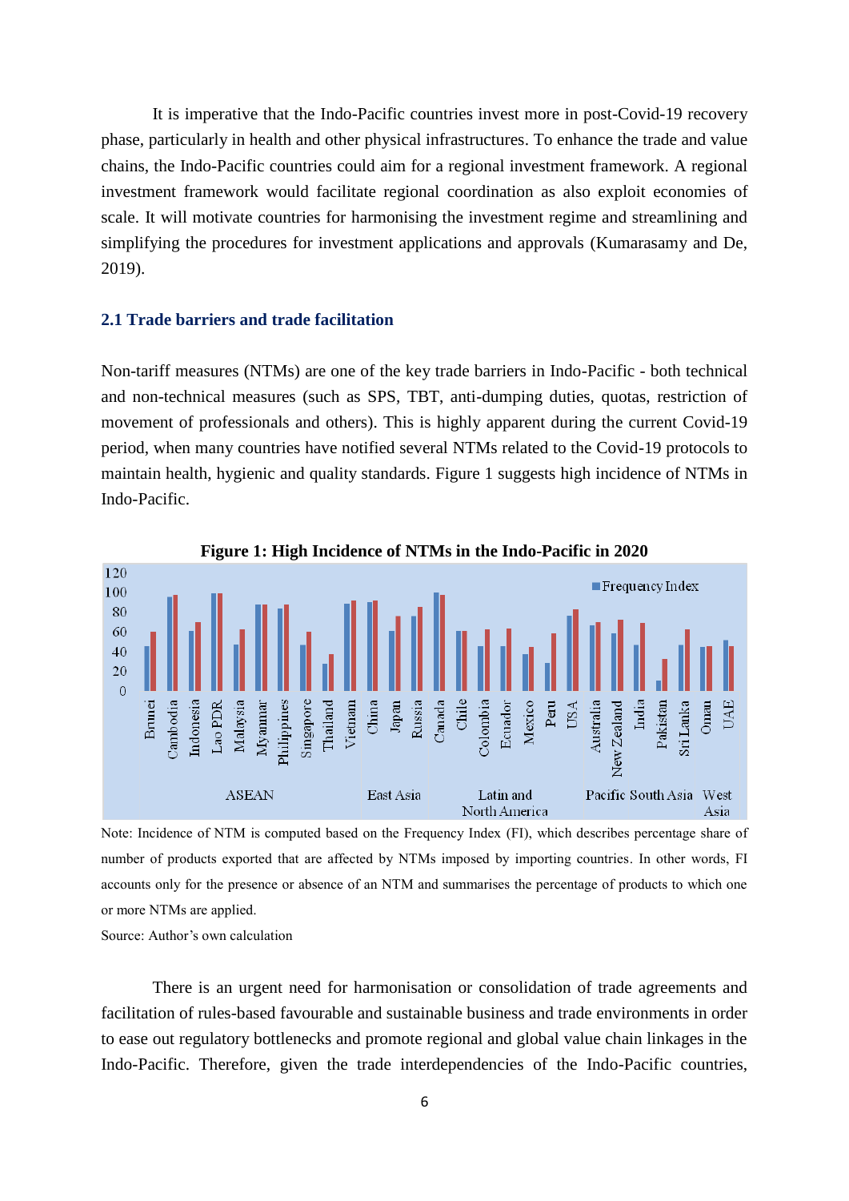It is imperative that the Indo-Pacific countries invest more in post-Covid-19 recovery phase, particularly in health and other physical infrastructures. To enhance the trade and value chains, the Indo-Pacific countries could aim for a regional investment framework. A regional investment framework would facilitate regional coordination as also exploit economies of scale. It will motivate countries for harmonising the investment regime and streamlining and simplifying the procedures for investment applications and approvals (Kumarasamy and De, 2019).

### 2.1 Trade barriers and trade facilitation

Non-tariff measures (NTMs) are one of the key trade barriers in Indo-Pacific - both technical and non-technical measures (such as SPS, TBT, anti-dumping duties, quotas, restriction of movement of professionals and others). This is highly apparent during the current Covid-19 period, when many countries have notified several NTMs related to the Covid-19 protocols to maintain health, hygienic and quality standards. Figure 1 suggests high incidence of NTMs in Indo-Pacific.

**Figure 1: High Incidence of NTMs in the Indo-Pacific in 2020**

Note: Incidence of NTM is computed based on the Frequency Index (FI), which describes percentage share of number of products exported that are affected by NTMs imposed by importing countries. In other words, FI accounts only for the presence or absence of an NTM and summarises the percentage of products to which one or more NTMs are applied.

Source: Author's own calculation

There is an urgent need for harmonisation or consolidation of trade agreements and facilitation of rules-based favourable and sustainable business and trade environments in order to ease out regulatory bottlenecks and promote regional and global value chain linkages in the Indo-Pacific. Therefore, given the trade interdependencies of the Indo-Pacific countries,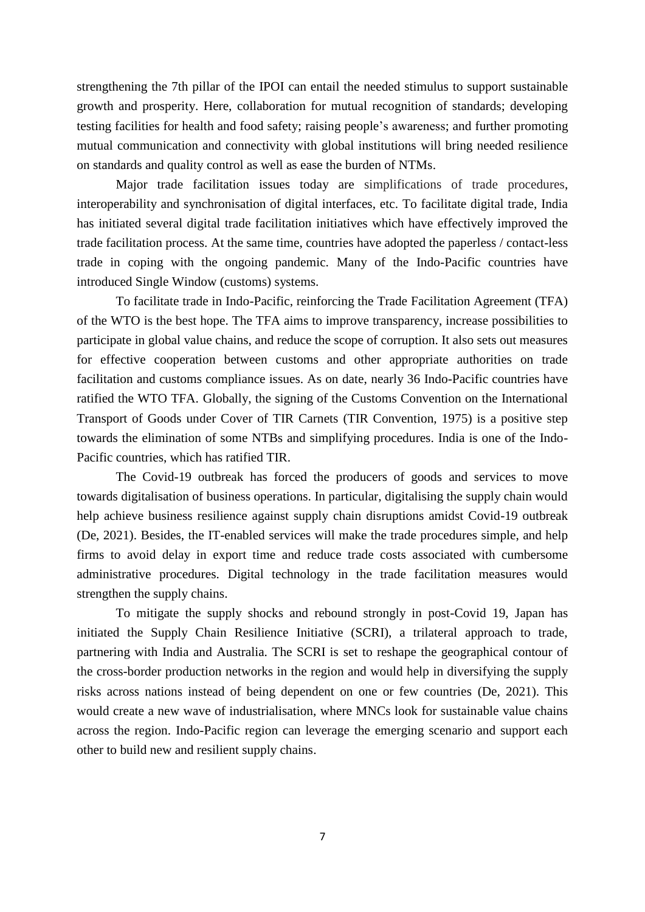strengthening the 7th pillar of the IPOI can entail the needed stimulus to support sustainable growth and prosperity. Here, collaboration for mutual recognition of standards; developing testing facilities for health and food safety; raising people's awareness; and further promoting mutual communication and connectivity with global institutions will bring needed resilience on standards and quality control as well as ease the burden of NTMs.

Major trade facilitation issues today are simplifications of trade procedures, interoperability and synchronisation of digital interfaces, etc. To facilitate digital trade, India has initiated several digital trade facilitation initiatives which have effectively improved the trade facilitation process. At the same time, countries have adopted the paperless / contact-less trade in coping with the ongoing pandemic. Many of the Indo-Pacific countries have introduced Single Window (customs) systems.

To facilitate trade in Indo-Pacific, reinforcing the Trade Facilitation Agreement (TFA) of the WTO is the best hope. The TFA aims to improve transparency, increase possibilities to participate in global value chains, and reduce the scope of corruption. It also sets out measures for effective cooperation between customs and other appropriate authorities on trade facilitation and customs compliance issues. As on date, nearly 36 Indo-Pacific countries have ratified the WTO TFA. Globally, the signing of the Customs Convention on the International Transport of Goods under Cover of TIR Carnets (TIR Convention, 1975) is a positive step towards the elimination of some NTBs and simplifying procedures. India is one of the Indo-Pacific countries, which has ratified TIR.

The Covid-19 outbreak has forced the producers of goods and services to move towards digitalisation of business operations. In particular, digitalising the supply chain would help achieve business resilience against supply chain disruptions amidst Covid-19 outbreak (De, 2021). Besides, the IT-enabled services will make the trade procedures simple, and help firms to avoid delay in export time and reduce trade costs associated with cumbersome administrative procedures. Digital technology in the trade facilitation measures would strengthen the supply chains.

To mitigate the supply shocks and rebound strongly in post-Covid 19, Japan has initiated the Supply Chain Resilience Initiative (SCRI), a trilateral approach to trade, partnering with India and Australia. The SCRI is set to reshape the geographical contour of the cross-border production networks in the region and would help in diversifying the supply risks across nations instead of being dependent on one or few countries (De, 2021). This would create a new wave of industrialisation, where MNCs look for sustainable value chains across the region. Indo-Pacific region can leverage the emerging scenario and support each other to build new and resilient supply chains.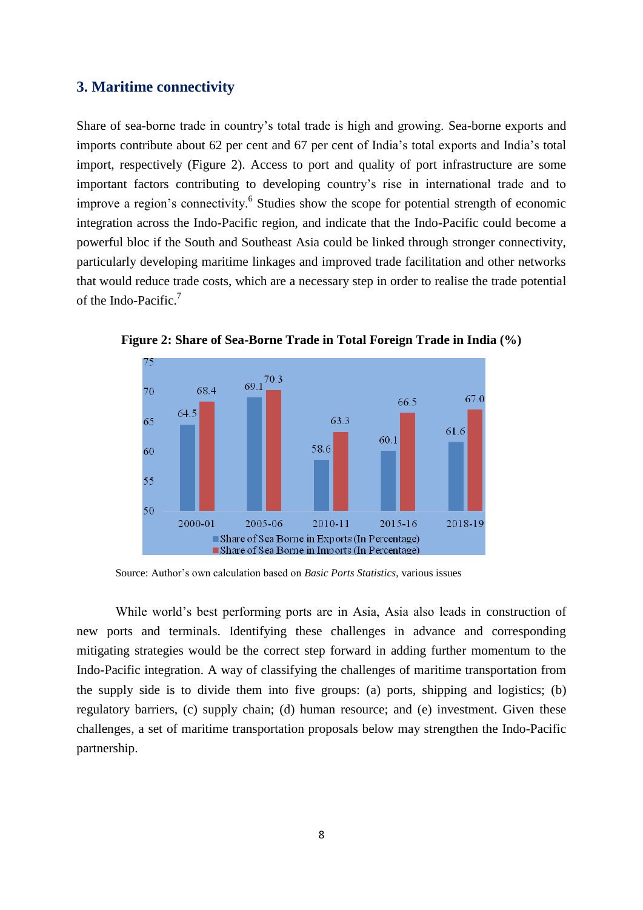## 3. Maritime connectivity

Share of sea-borne trade in country's total trade is high and growing. Sea-borne exports and imports contribute about 62 per cent and 67 per cent of India's total exports and India's total import, respectively (Figure 2). Access to port and quality of port infrastructure are some important factors contributing to developing country's rise in international trade and to improve a region's connectivity.[6] Studies show the scope for potential strength of economic integration across the Indo-Pacific region, and indicate that the Indo-Pacific could become a powerful bloc if the South and Southeast Asia could be linked through stronger connectivity, particularly developing maritime linkages and improved trade facilitation and other networks that would reduce trade costs, which are a necessary step in order to realise the trade potential of the Indo-Pacific.[7]

**Figure 2: Share of Sea-Borne Trade in Total Foreign Trade in India (%)**

| Year | Share of Sea Borne in Exports (In Percentage) | Share of Sea Borne in Imports (In Percentage) |
|---|---|---|
| 2000-01 | 64.5 | 68.4 |
| 2005-06 | 69.1 | 70.3 |
| 2010-11 | 58.6 | 63.3 |
| 2015-16 | 60.1 | 66.5 |
| 2018-19 | 61.6 | 67.0 |

Source: Author's own calculation based on *Basic Ports Statistics*, various issues

While world's best performing ports are in Asia, Asia also leads in construction of new ports and terminals. Identifying these challenges in advance and corresponding mitigating strategies would be the correct step forward in adding further momentum to the Indo-Pacific integration. A way of classifying the challenges of maritime transportation from the supply side is to divide them into five groups: (a) ports, shipping and logistics; (b) regulatory barriers, (c) supply chain; (d) human resource; and (e) investment. Given these challenges, a set of maritime transportation proposals below may strengthen the Indo-Pacific partnership.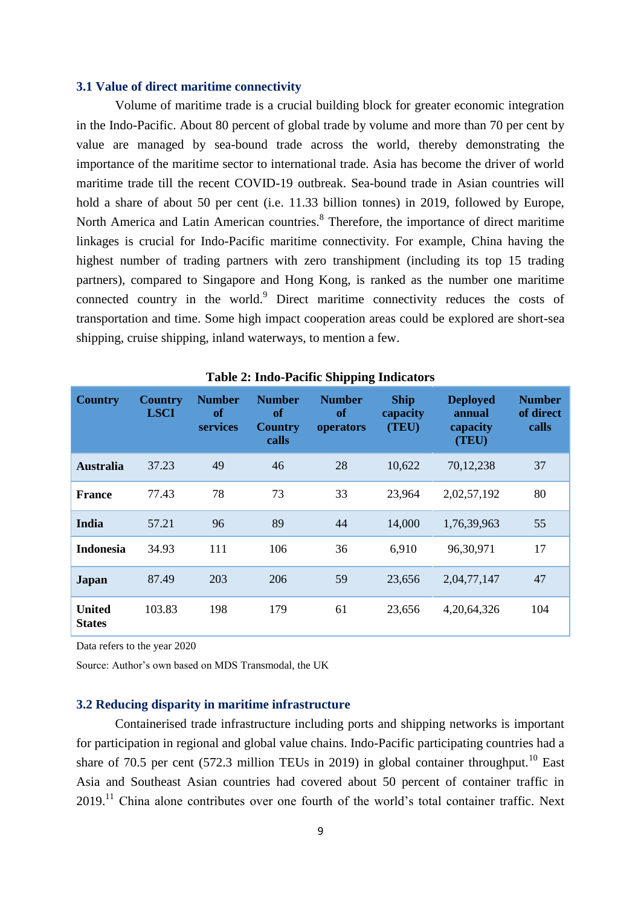### 3.1 Value of direct maritime connectivity

Volume of maritime trade is a crucial building block for greater economic integration in the Indo-Pacific. About 80 percent of global trade by volume and more than 70 per cent by value are managed by sea-bound trade across the world, thereby demonstrating the importance of the maritime sector to international trade. Asia has become the driver of world maritime trade till the recent COVID-19 outbreak. Sea-bound trade in Asian countries will hold a share of about 50 per cent (i.e. 11.33 billion tonnes) in 2019, followed by Europe, North America and Latin American countries.[8] Therefore, the importance of direct maritime linkages is crucial for Indo-Pacific maritime connectivity. For example, China having the highest number of trading partners with zero transhipment (including its top 15 trading partners), compared to Singapore and Hong Kong, is ranked as the number one maritime connected country in the world.[9] Direct maritime connectivity reduces the costs of transportation and time. Some high impact cooperation areas could be explored are short-sea shipping, cruise shipping, inland waterways, to mention a few.

**Table 2: Indo-Pacific Shipping Indicators**

| Country | Country LSCI | Number of services | Number of Country calls | Number of operators | Ship capacity (TEU) | Deployed annual capacity (TEU) | Number of direct calls |
|---|---|---|---|---|---|---|---|
| **Australia** | 37.23 | 49 | 46 | 28 | 10,622 | 70,12,238 | 37 |
| **France** | 77.43 | 78 | 73 | 33 | 23,964 | 2,02,57,192 | 80 |
| **India** | 57.21 | 96 | 89 | 44 | 14,000 | 1,76,39,963 | 55 |
| **Indonesia** | 34.93 | 111 | 106 | 36 | 6,910 | 96,30,971 | 17 |
| **Japan** | 87.49 | 203 | 206 | 59 | 23,656 | 2,04,77,147 | 47 |
| **United States** | 103.83 | 198 | 179 | 61 | 23,656 | 4,20,64,326 | 104 |

Data refers to the year 2020

Source: Author's own based on MDS Transmodal, the UK

### 3.2 Reducing disparity in maritime infrastructure

Containerised trade infrastructure including ports and shipping networks is important for participation in regional and global value chains. Indo-Pacific participating countries had a share of 70.5 per cent (572.3 million TEUs in 2019) in global container throughput.[10] East Asia and Southeast Asian countries had covered about 50 percent of container traffic in 2019.[11] China alone contributes over one fourth of the world's total container traffic. Next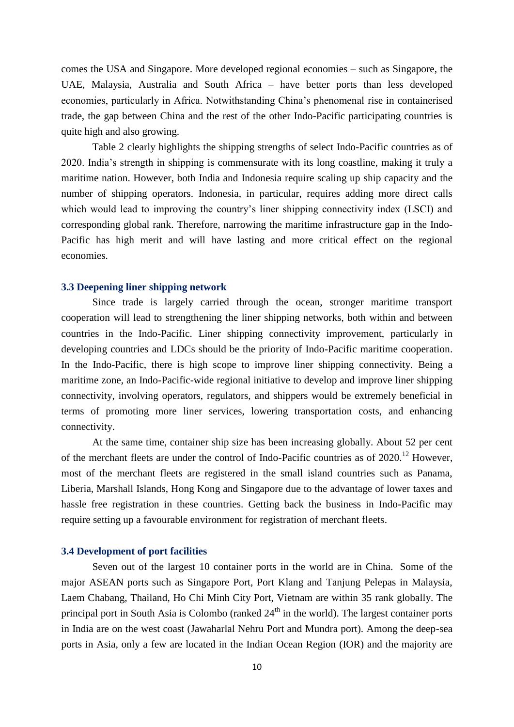comes the USA and Singapore. More developed regional economies – such as Singapore, the UAE, Malaysia, Australia and South Africa – have better ports than less developed economies, particularly in Africa. Notwithstanding China's phenomenal rise in containerised trade, the gap between China and the rest of the other Indo-Pacific participating countries is quite high and also growing.

Table 2 clearly highlights the shipping strengths of select Indo-Pacific countries as of 2020. India's strength in shipping is commensurate with its long coastline, making it truly a maritime nation. However, both India and Indonesia require scaling up ship capacity and the number of shipping operators. Indonesia, in particular, requires adding more direct calls which would lead to improving the country's liner shipping connectivity index (LSCI) and corresponding global rank. Therefore, narrowing the maritime infrastructure gap in the Indo-Pacific has high merit and will have lasting and more critical effect on the regional economies.

### 3.3 Deepening liner shipping network

Since trade is largely carried through the ocean, stronger maritime transport cooperation will lead to strengthening the liner shipping networks, both within and between countries in the Indo-Pacific. Liner shipping connectivity improvement, particularly in developing countries and LDCs should be the priority of Indo-Pacific maritime cooperation. In the Indo-Pacific, there is high scope to improve liner shipping connectivity. Being a maritime zone, an Indo-Pacific-wide regional initiative to develop and improve liner shipping connectivity, involving operators, regulators, and shippers would be extremely beneficial in terms of promoting more liner services, lowering transportation costs, and enhancing connectivity.

At the same time, container ship size has been increasing globally. About 52 per cent of the merchant fleets are under the control of Indo-Pacific countries as of 2020.[12] However, most of the merchant fleets are registered in the small island countries such as Panama, Liberia, Marshall Islands, Hong Kong and Singapore due to the advantage of lower taxes and hassle free registration in these countries. Getting back the business in Indo-Pacific may require setting up a favourable environment for registration of merchant fleets.

### 3.4 Development of port facilities

Seven out of the largest 10 container ports in the world are in China. Some of the major ASEAN ports such as Singapore Port, Port Klang and Tanjung Pelepas in Malaysia, Laem Chabang, Thailand, Ho Chi Minh City Port, Vietnam are within 35 rank globally. The principal port in South Asia is Colombo (ranked 24th in the world). The largest container ports in India are on the west coast (Jawaharlal Nehru Port and Mundra port). Among the deep-sea ports in Asia, only a few are located in the Indian Ocean Region (IOR) and the majority are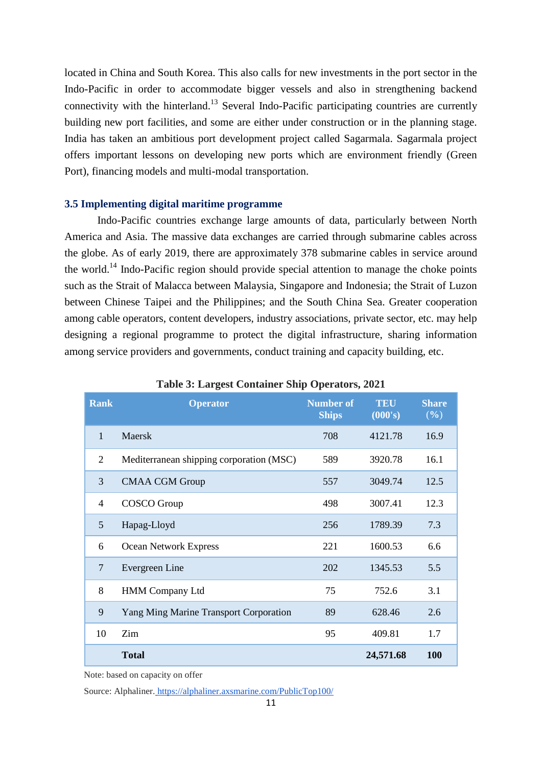located in China and South Korea. This also calls for new investments in the port sector in the Indo-Pacific in order to accommodate bigger vessels and also in strengthening backend connectivity with the hinterland.[13] Several Indo-Pacific participating countries are currently building new port facilities, and some are either under construction or in the planning stage. India has taken an ambitious port development project called Sagarmala. Sagarmala project offers important lessons on developing new ports which are environment friendly (Green Port), financing models and multi-modal transportation.

### 3.5 Implementing digital maritime programme

Indo-Pacific countries exchange large amounts of data, particularly between North America and Asia. The massive data exchanges are carried through submarine cables across the globe. As of early 2019, there are approximately 378 submarine cables in service around the world.[14] Indo-Pacific region should provide special attention to manage the choke points such as the Strait of Malacca between Malaysia, Singapore and Indonesia; the Strait of Luzon between Chinese Taipei and the Philippines; and the South China Sea. Greater cooperation among cable operators, content developers, industry associations, private sector, etc. may help designing a regional programme to protect the digital infrastructure, sharing information among service providers and governments, conduct training and capacity building, etc.

**Table 3: Largest Container Ship Operators, 2021**

| Rank | Operator | Number of Ships | TEU (000's) | Share (%) |
|---|---|---|---|---|
| 1 | Maersk | 708 | 4121.78 | 16.9 |
| 2 | Mediterranean shipping corporation (MSC) | 589 | 3920.78 | 16.1 |
| 3 | CMAA CGM Group | 557 | 3049.74 | 12.5 |
| 4 | COSCO Group | 498 | 3007.41 | 12.3 |
| 5 | Hapag-Lloyd | 256 | 1789.39 | 7.3 |
| 6 | Ocean Network Express | 221 | 1600.53 | 6.6 |
| 7 | Evergreen Line | 202 | 1345.53 | 5.5 |
| 8 | HMM Company Ltd | 75 | 752.6 | 3.1 |
| 9 | Yang Ming Marine Transport Corporation | 89 | 628.46 | 2.6 |
| 10 | Zim | 95 | 409.81 | 1.7 |
| | **Total** | | **24,571.68** | **100** |

Note: based on capacity on offer

Source: Alphaliner. https://alphaliner.axsmarine.com/PublicTop100/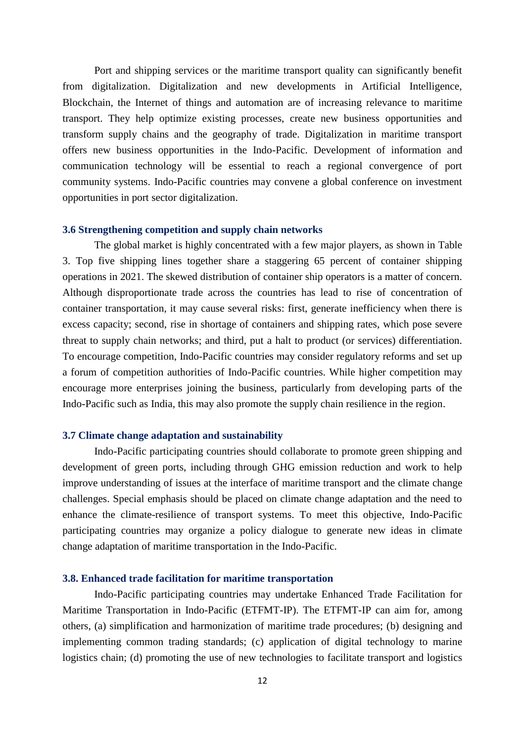Port and shipping services or the maritime transport quality can significantly benefit from digitalization. Digitalization and new developments in Artificial Intelligence, Blockchain, the Internet of things and automation are of increasing relevance to maritime transport. They help optimize existing processes, create new business opportunities and transform supply chains and the geography of trade. Digitalization in maritime transport offers new business opportunities in the Indo-Pacific. Development of information and communication technology will be essential to reach a regional convergence of port community systems. Indo-Pacific countries may convene a global conference on investment opportunities in port sector digitalization.

### 3.6 Strengthening competition and supply chain networks

The global market is highly concentrated with a few major players, as shown in Table 3. Top five shipping lines together share a staggering 65 percent of container shipping operations in 2021. The skewed distribution of container ship operators is a matter of concern. Although disproportionate trade across the countries has lead to rise of concentration of container transportation, it may cause several risks: first, generate inefficiency when there is excess capacity; second, rise in shortage of containers and shipping rates, which pose severe threat to supply chain networks; and third, put a halt to product (or services) differentiation. To encourage competition, Indo-Pacific countries may consider regulatory reforms and set up a forum of competition authorities of Indo-Pacific countries. While higher competition may encourage more enterprises joining the business, particularly from developing parts of the Indo-Pacific such as India, this may also promote the supply chain resilience in the region.

### 3.7 Climate change adaptation and sustainability

Indo-Pacific participating countries should collaborate to promote green shipping and development of green ports, including through GHG emission reduction and work to help improve understanding of issues at the interface of maritime transport and the climate change challenges. Special emphasis should be placed on climate change adaptation and the need to enhance the climate-resilience of transport systems. To meet this objective, Indo-Pacific participating countries may organize a policy dialogue to generate new ideas in climate change adaptation of maritime transportation in the Indo-Pacific.

### 3.8. Enhanced trade facilitation for maritime transportation

Indo-Pacific participating countries may undertake Enhanced Trade Facilitation for Maritime Transportation in Indo-Pacific (ETFMT-IP). The ETFMT-IP can aim for, among others, (a) simplification and harmonization of maritime trade procedures; (b) designing and implementing common trading standards; (c) application of digital technology to marine logistics chain; (d) promoting the use of new technologies to facilitate transport and logistics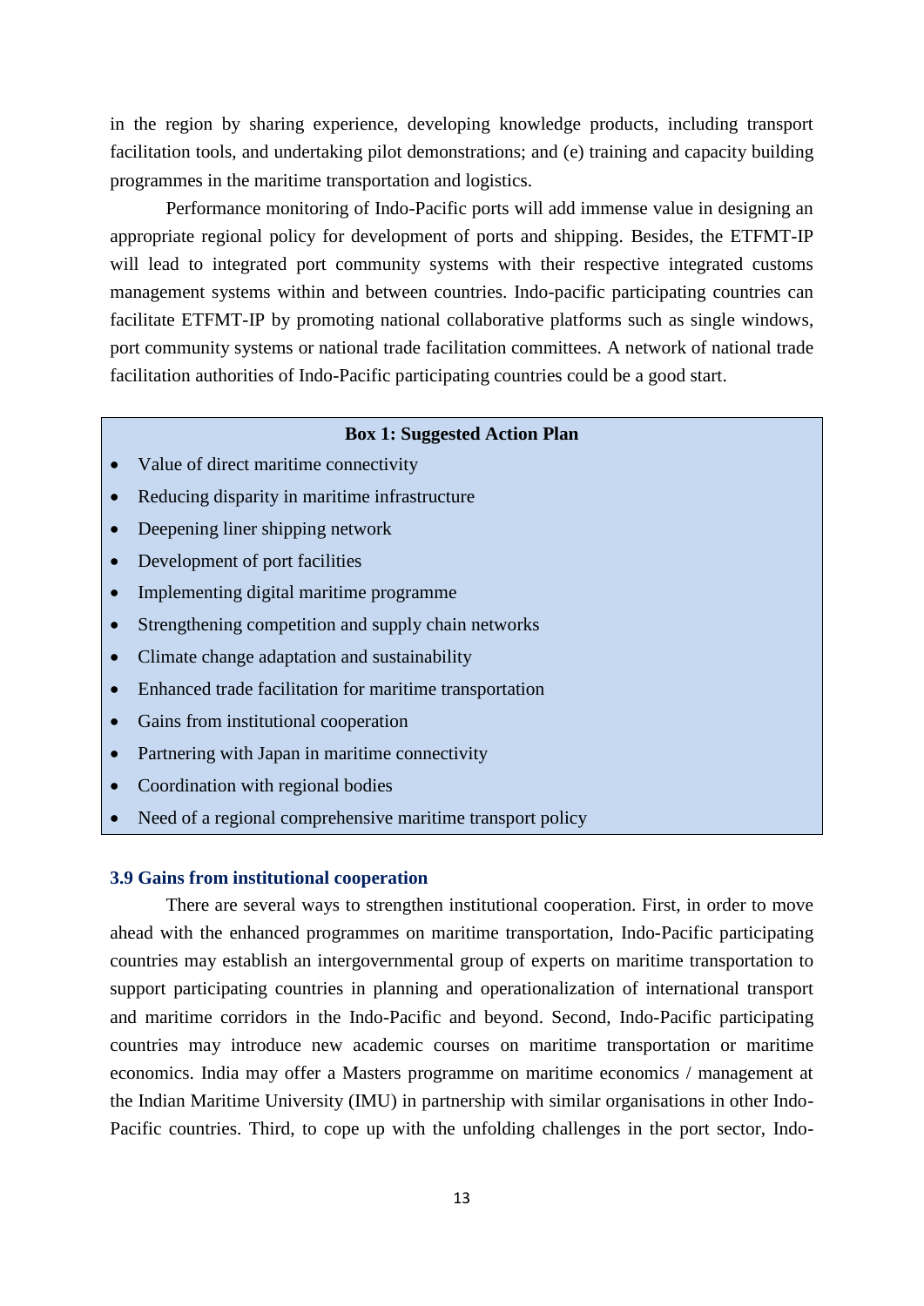in the region by sharing experience, developing knowledge products, including transport facilitation tools, and undertaking pilot demonstrations; and (e) training and capacity building programmes in the maritime transportation and logistics.

Performance monitoring of Indo-Pacific ports will add immense value in designing an appropriate regional policy for development of ports and shipping. Besides, the ETFMT-IP will lead to integrated port community systems with their respective integrated customs management systems within and between countries. Indo-pacific participating countries can facilitate ETFMT-IP by promoting national collaborative platforms such as single windows, port community systems or national trade facilitation committees. A network of national trade facilitation authorities of Indo-Pacific participating countries could be a good start.

**Box 1: Suggested Action Plan**

- Value of direct maritime connectivity
- Reducing disparity in maritime infrastructure
- Deepening liner shipping network
- Development of port facilities
- Implementing digital maritime programme
- Strengthening competition and supply chain networks
- Climate change adaptation and sustainability
- Enhanced trade facilitation for maritime transportation
- Gains from institutional cooperation
- Partnering with Japan in maritime connectivity
- Coordination with regional bodies
- Need of a regional comprehensive maritime transport policy

### 3.9 Gains from institutional cooperation

There are several ways to strengthen institutional cooperation. First, in order to move ahead with the enhanced programmes on maritime transportation, Indo-Pacific participating countries may establish an intergovernmental group of experts on maritime transportation to support participating countries in planning and operationalization of international transport and maritime corridors in the Indo-Pacific and beyond. Second, Indo-Pacific participating countries may introduce new academic courses on maritime transportation or maritime economics. India may offer a Masters programme on maritime economics / management at the Indian Maritime University (IMU) in partnership with similar organisations in other Indo-Pacific countries. Third, to cope up with the unfolding challenges in the port sector, Indo-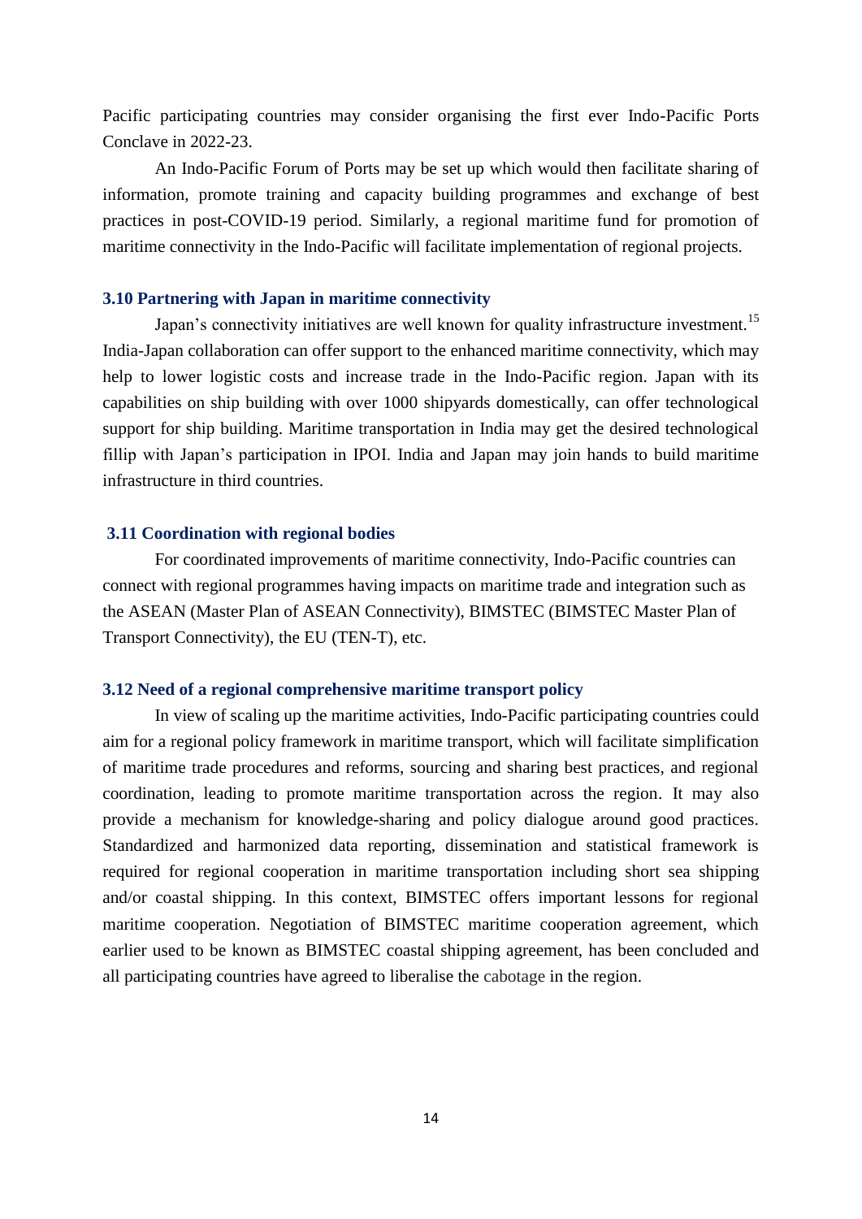Pacific participating countries may consider organising the first ever Indo-Pacific Ports Conclave in 2022-23.

An Indo-Pacific Forum of Ports may be set up which would then facilitate sharing of information, promote training and capacity building programmes and exchange of best practices in post-COVID-19 period. Similarly, a regional maritime fund for promotion of maritime connectivity in the Indo-Pacific will facilitate implementation of regional projects.

### 3.10 Partnering with Japan in maritime connectivity

Japan's connectivity initiatives are well known for quality infrastructure investment.[15] India-Japan collaboration can offer support to the enhanced maritime connectivity, which may help to lower logistic costs and increase trade in the Indo-Pacific region. Japan with its capabilities on ship building with over 1000 shipyards domestically, can offer technological support for ship building. Maritime transportation in India may get the desired technological fillip with Japan's participation in IPOI. India and Japan may join hands to build maritime infrastructure in third countries.

### 3.11 Coordination with regional bodies

For coordinated improvements of maritime connectivity, Indo-Pacific countries can connect with regional programmes having impacts on maritime trade and integration such as the ASEAN (Master Plan of ASEAN Connectivity), BIMSTEC (BIMSTEC Master Plan of Transport Connectivity), the EU (TEN-T), etc.

### 3.12 Need of a regional comprehensive maritime transport policy

In view of scaling up the maritime activities, Indo-Pacific participating countries could aim for a regional policy framework in maritime transport, which will facilitate simplification of maritime trade procedures and reforms, sourcing and sharing best practices, and regional coordination, leading to promote maritime transportation across the region. It may also provide a mechanism for knowledge-sharing and policy dialogue around good practices. Standardized and harmonized data reporting, dissemination and statistical framework is required for regional cooperation in maritime transportation including short sea shipping and/or coastal shipping. In this context, BIMSTEC offers important lessons for regional maritime cooperation. Negotiation of BIMSTEC maritime cooperation agreement, which earlier used to be known as BIMSTEC coastal shipping agreement, has been concluded and all participating countries have agreed to liberalise the cabotage in the region.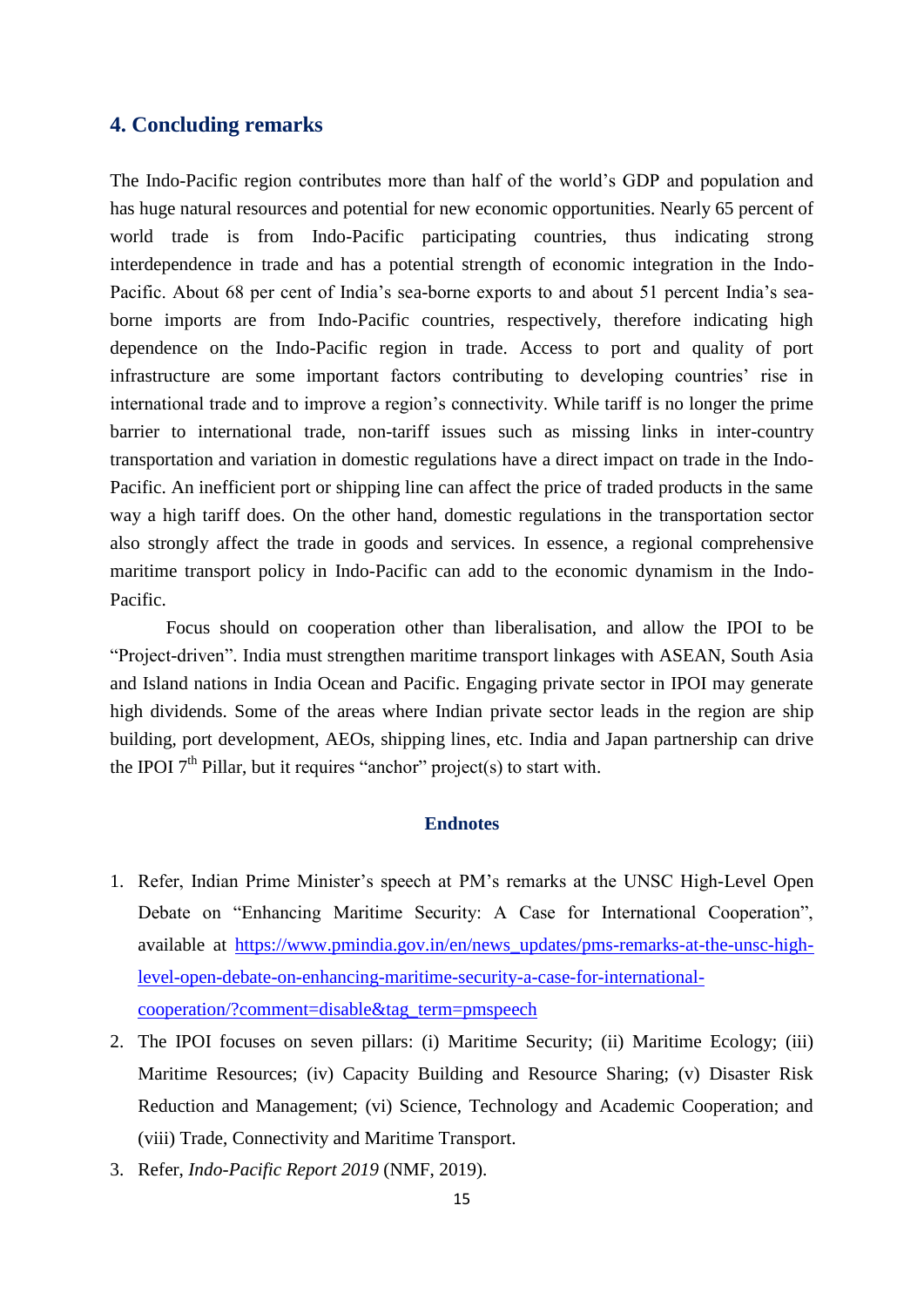## 4. Concluding remarks

The Indo-Pacific region contributes more than half of the world's GDP and population and has huge natural resources and potential for new economic opportunities. Nearly 65 percent of world trade is from Indo-Pacific participating countries, thus indicating strong interdependence in trade and has a potential strength of economic integration in the Indo-Pacific. About 68 per cent of India's sea-borne exports to and about 51 percent India's sea-borne imports are from Indo-Pacific countries, respectively, therefore indicating high dependence on the Indo-Pacific region in trade. Access to port and quality of port infrastructure are some important factors contributing to developing countries' rise in international trade and to improve a region's connectivity. While tariff is no longer the prime barrier to international trade, non-tariff issues such as missing links in inter-country transportation and variation in domestic regulations have a direct impact on trade in the Indo-Pacific. An inefficient port or shipping line can affect the price of traded products in the same way a high tariff does. On the other hand, domestic regulations in the transportation sector also strongly affect the trade in goods and services. In essence, a regional comprehensive maritime transport policy in Indo-Pacific can add to the economic dynamism in the Indo-Pacific.

Focus should on cooperation other than liberalisation, and allow the IPOI to be "Project-driven". India must strengthen maritime transport linkages with ASEAN, South Asia and Island nations in India Ocean and Pacific. Engaging private sector in IPOI may generate high dividends. Some of the areas where Indian private sector leads in the region are ship building, port development, AEOs, shipping lines, etc. India and Japan partnership can drive the IPOI 7th Pillar, but it requires "anchor" project(s) to start with.

### Endnotes

1. Refer, Indian Prime Minister's speech at PM's remarks at the UNSC High-Level Open Debate on "Enhancing Maritime Security: A Case for International Cooperation", available at https://www.pmindia.gov.in/en/news_updates/pms-remarks-at-the-unsc-high-level-open-debate-on-enhancing-maritime-security-a-case-for-international-cooperation/?comment=disable&tag_term=pmspeech
2. The IPOI focuses on seven pillars: (i) Maritime Security; (ii) Maritime Ecology; (iii) Maritime Resources; (iv) Capacity Building and Resource Sharing; (v) Disaster Risk Reduction and Management; (vi) Science, Technology and Academic Cooperation; and (viii) Trade, Connectivity and Maritime Transport.
3. Refer, *Indo-Pacific Report 2019* (NMF, 2019).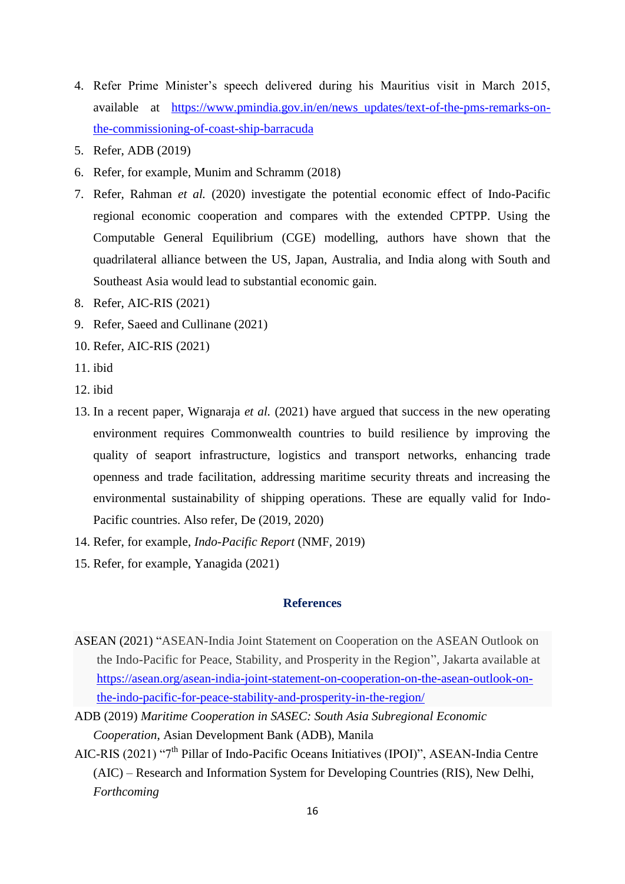4. Refer Prime Minister's speech delivered during his Mauritius visit in March 2015, available at https://www.pmindia.gov.in/en/news_updates/text-of-the-pms-remarks-on-the-commissioning-of-coast-ship-barracuda
5. Refer, ADB (2019)
6. Refer, for example, Munim and Schramm (2018)
7. Refer, Rahman *et al.* (2020) investigate the potential economic effect of Indo-Pacific regional economic cooperation and compares with the extended CPTPP. Using the Computable General Equilibrium (CGE) modelling, authors have shown that the quadrilateral alliance between the US, Japan, Australia, and India along with South and Southeast Asia would lead to substantial economic gain.
8. Refer, AIC-RIS (2021)
9. Refer, Saeed and Cullinane (2021)
10. Refer, AIC-RIS (2021)
11. ibid
12. ibid
13. In a recent paper, Wignaraja *et al.* (2021) have argued that success in the new operating environment requires Commonwealth countries to build resilience by improving the quality of seaport infrastructure, logistics and transport networks, enhancing trade openness and trade facilitation, addressing maritime security threats and increasing the environmental sustainability of shipping operations. These are equally valid for Indo-Pacific countries. Also refer, De (2019, 2020)
14. Refer, for example, *Indo-Pacific Report* (NMF, 2019)
15. Refer, for example, Yanagida (2021)

## References

ASEAN (2021) "ASEAN-India Joint Statement on Cooperation on the ASEAN Outlook on the Indo-Pacific for Peace, Stability, and Prosperity in the Region", Jakarta available at https://asean.org/asean-india-joint-statement-on-cooperation-on-the-asean-outlook-on-the-indo-pacific-for-peace-stability-and-prosperity-in-the-region/

ADB (2019) *Maritime Cooperation in SASEC: South Asia Subregional Economic Cooperation*, Asian Development Bank (ADB), Manila

AIC-RIS (2021) "7th Pillar of Indo-Pacific Oceans Initiatives (IPOI)", ASEAN-India Centre (AIC) – Research and Information System for Developing Countries (RIS), New Delhi, *Forthcoming*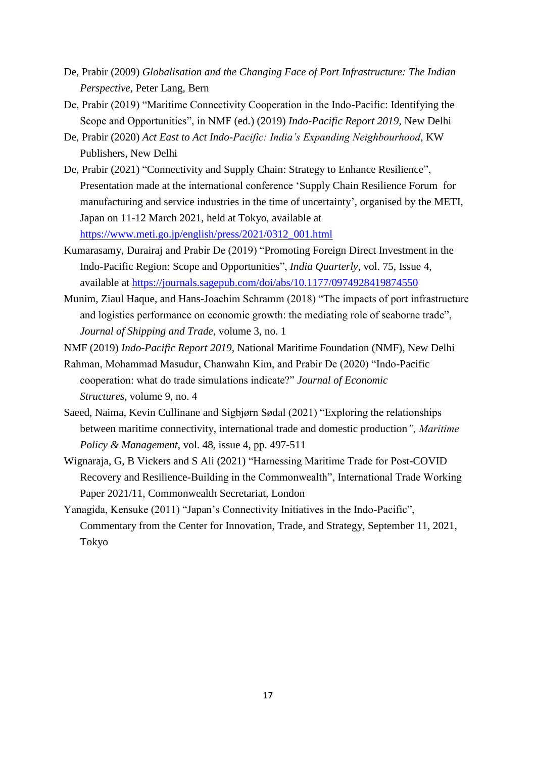De, Prabir (2009) *Globalisation and the Changing Face of Port Infrastructure: The Indian Perspective*, Peter Lang, Bern

De, Prabir (2019) "Maritime Connectivity Cooperation in the Indo-Pacific: Identifying the Scope and Opportunities", in NMF (ed.) (2019) *Indo-Pacific Report 2019*, New Delhi

De, Prabir (2020) *Act East to Act Indo-Pacific: India's Expanding Neighbourhood*, KW Publishers, New Delhi

De, Prabir (2021) "Connectivity and Supply Chain: Strategy to Enhance Resilience", Presentation made at the international conference 'Supply Chain Resilience Forum for manufacturing and service industries in the time of uncertainty', organised by the METI, Japan on 11-12 March 2021, held at Tokyo, available at https://www.meti.go.jp/english/press/2021/0312_001.html

Kumarasamy, Durairaj and Prabir De (2019) "Promoting Foreign Direct Investment in the Indo-Pacific Region: Scope and Opportunities", *India Quarterly*, vol. 75, Issue 4, available at https://journals.sagepub.com/doi/abs/10.1177/0974928419874550

Munim, Ziaul Haque, and Hans-Joachim Schramm (2018) "The impacts of port infrastructure and logistics performance on economic growth: the mediating role of seaborne trade", *Journal of Shipping and Trade*, volume 3, no. 1

NMF (2019) *Indo-Pacific Report 2019*, National Maritime Foundation (NMF), New Delhi

Rahman, Mohammad Masudur, Chanwahn Kim, and Prabir De (2020) "Indo-Pacific cooperation: what do trade simulations indicate?" *Journal of Economic Structures*, volume 9, no. 4

Saeed, Naima, Kevin Cullinane and Sigbjørn Sødal (2021) "Exploring the relationships between maritime connectivity, international trade and domestic production*", Maritime Policy & Management*, vol. 48, issue 4, pp. 497-511

Wignaraja, G, B Vickers and S Ali (2021) "Harnessing Maritime Trade for Post-COVID Recovery and Resilience-Building in the Commonwealth", International Trade Working Paper 2021/11, Commonwealth Secretariat, London

Yanagida, Kensuke (2011) "Japan's Connectivity Initiatives in the Indo-Pacific", Commentary from the Center for Innovation, Trade, and Strategy, September 11, 2021, Tokyo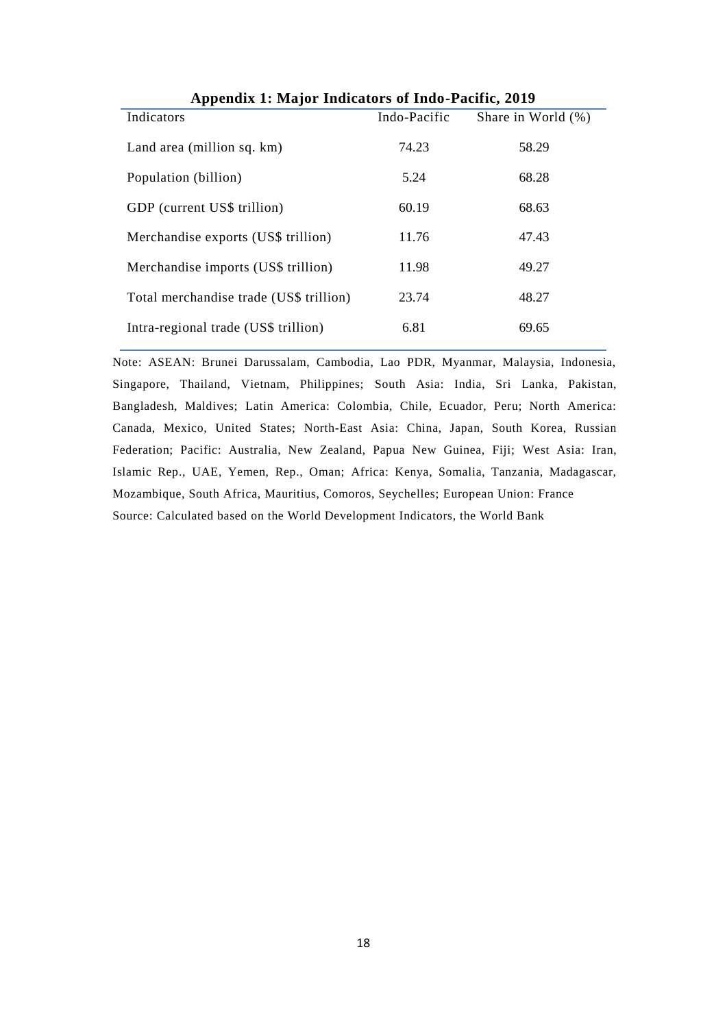**Appendix 1: Major Indicators of Indo-Pacific, 2019**

| Indicators | Indo-Pacific | Share in World (%) |
|---|---|---|
| Land area (million sq. km) | 74.23 | 58.29 |
| Population (billion) | 5.24 | 68.28 |
| GDP (current US$ trillion) | 60.19 | 68.63 |
| Merchandise exports (US$ trillion) | 11.76 | 47.43 |
| Merchandise imports (US$ trillion) | 11.98 | 49.27 |
| Total merchandise trade (US$ trillion) | 23.74 | 48.27 |
| Intra-regional trade (US$ trillion) | 6.81 | 69.65 |

Note: ASEAN: Brunei Darussalam, Cambodia, Lao PDR, Myanmar, Malaysia, Indonesia, Singapore, Thailand, Vietnam, Philippines; South Asia: India, Sri Lanka, Pakistan, Bangladesh, Maldives; Latin America: Colombia, Chile, Ecuador, Peru; North America: Canada, Mexico, United States; North-East Asia: China, Japan, South Korea, Russian Federation; Pacific: Australia, New Zealand, Papua New Guinea, Fiji; West Asia: Iran, Islamic Rep., UAE, Yemen, Rep., Oman; Africa: Kenya, Somalia, Tanzania, Madagascar, Mozambique, South Africa, Mauritius, Comoros, Seychelles; European Union: France

Source: Calculated based on the World Development Indicators, the World Bank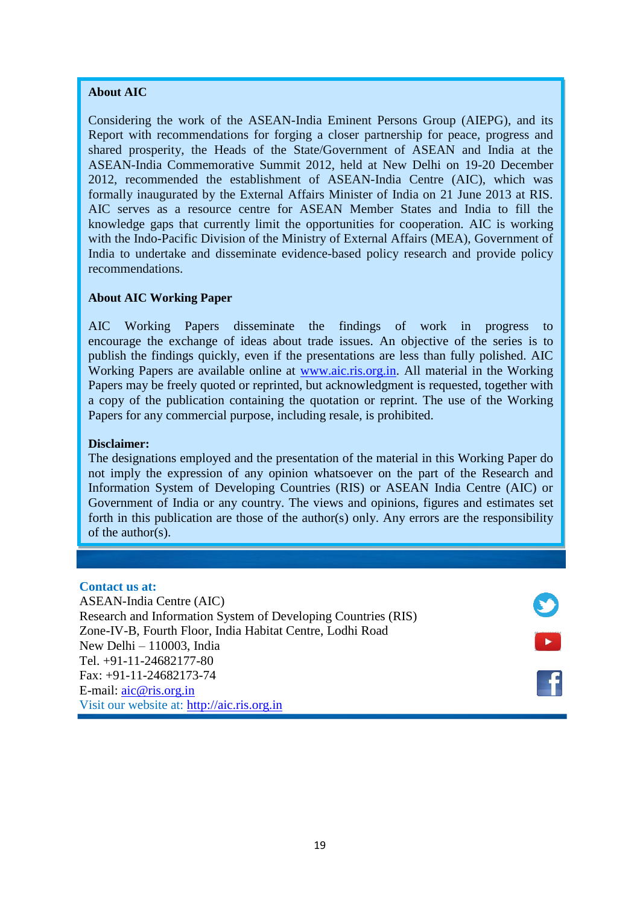**About AIC**

Considering the work of the ASEAN-India Eminent Persons Group (AIEPG), and its Report with recommendations for forging a closer partnership for peace, progress and shared prosperity, the Heads of the State/Government of ASEAN and India at the ASEAN-India Commemorative Summit 2012, held at New Delhi on 19-20 December 2012, recommended the establishment of ASEAN-India Centre (AIC), which was formally inaugurated by the External Affairs Minister of India on 21 June 2013 at RIS. AIC serves as a resource centre for ASEAN Member States and India to fill the knowledge gaps that currently limit the opportunities for cooperation. AIC is working with the Indo-Pacific Division of the Ministry of External Affairs (MEA), Government of India to undertake and disseminate evidence-based policy research and provide policy recommendations.

**About AIC Working Paper**

AIC Working Papers disseminate the findings of work in progress to encourage the exchange of ideas about trade issues. An objective of the series is to publish the findings quickly, even if the presentations are less than fully polished. AIC Working Papers are available online at www.aic.ris.org.in. All material in the Working Papers may be freely quoted or reprinted, but acknowledgment is requested, together with a copy of the publication containing the quotation or reprint. The use of the Working Papers for any commercial purpose, including resale, is prohibited.

**Disclaimer:**
The designations employed and the presentation of the material in this Working Paper do not imply the expression of any opinion whatsoever on the part of the Research and Information System of Developing Countries (RIS) or ASEAN India Centre (AIC) or Government of India or any country. The views and opinions, figures and estimates set forth in this publication are those of the author(s) only. Any errors are the responsibility of the author(s).

**Contact us at:**
ASEAN-India Centre (AIC)
Research and Information System of Developing Countries (RIS)
Zone-IV-B, Fourth Floor, India Habitat Centre, Lodhi Road
New Delhi – 110003, India
Tel. +91-11-24682177-80
Fax: +91-11-24682173-74
E-mail: aic@ris.org.in
Visit our website at: http://aic.ris.org.in